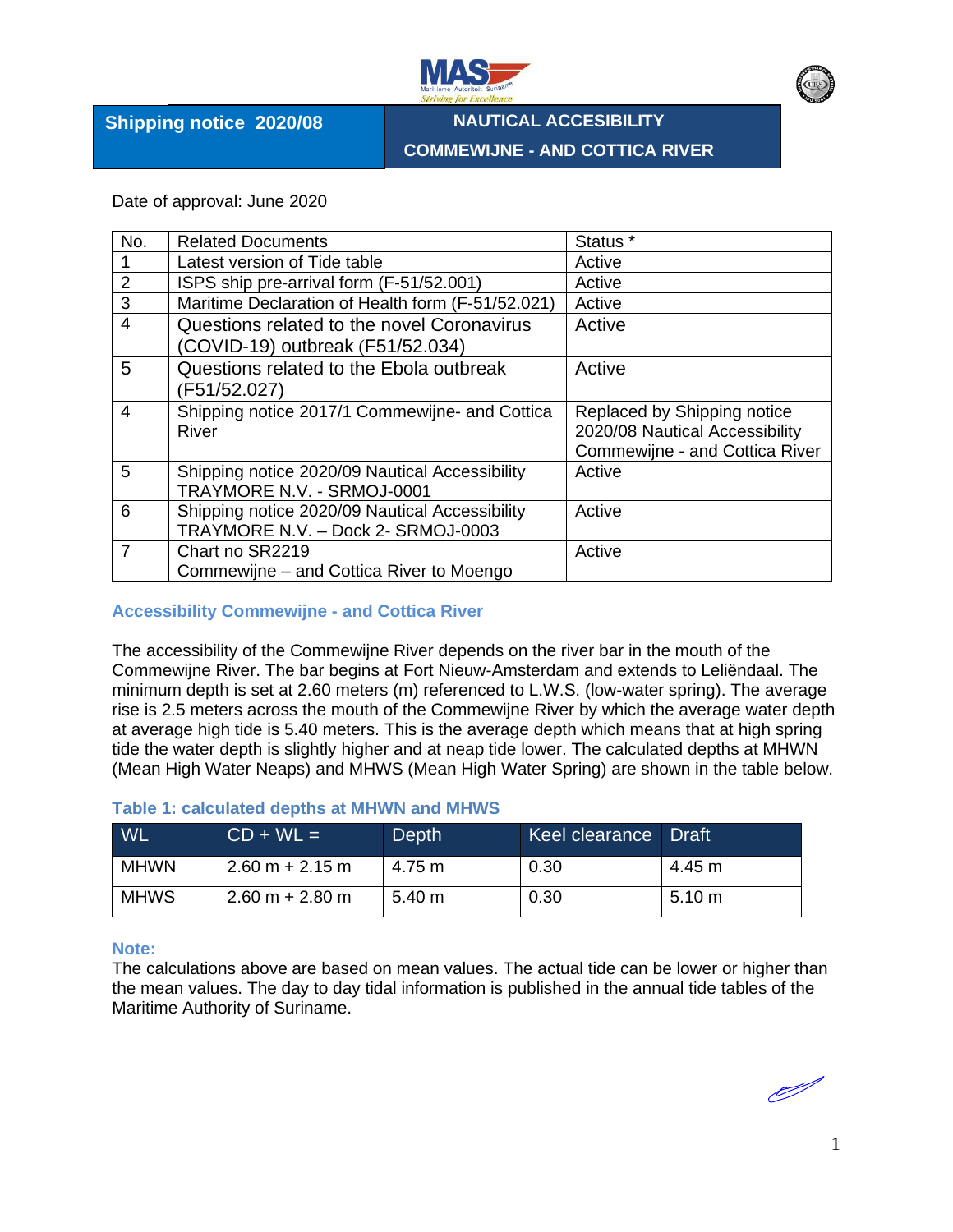| Shipping notice 2020/08 | NAUTICAL ACCESIBILITY COMMEWIJNE - AND COTTICA RIVER |
|---|---|

Date of approval: June 2020

| No. | Related Documents | Status * |
|---|---|---|
| 1 | Latest version of Tide table | Active |
| 2 | ISPS ship pre-arrival form (F-51/52.001) | Active |
| 3 | Maritime Declaration of Health form (F-51/52.021) | Active |
| 4 | Questions related to the novel Coronavirus (COVID-19) outbreak (F51/52.034) | Active |
| 5 | Questions related to the Ebola outbreak (F51/52.027) | Active |
| 4 | Shipping notice 2017/1 Commewijne- and Cottica River | Replaced by Shipping notice 2020/08 Nautical Accessibility Commewijne - and Cottica River |
| 5 | Shipping notice 2020/09 Nautical Accessibility TRAYMORE N.V. - SRMOJ-0001 | Active |
| 6 | Shipping notice 2020/09 Nautical Accessibility TRAYMORE N.V. – Dock 2- SRMOJ-0003 | Active |
| 7 | Chart no SR2219 Commewijne – and Cottica River to Moengo | Active |

## Accessibility Commewijne - and Cottica River

The accessibility of the Commewijne River depends on the river bar in the mouth of the Commewijne River. The bar begins at Fort Nieuw-Amsterdam and extends to Leliëndaal. The minimum depth is set at 2.60 meters (m) referenced to L.W.S. (low-water spring). The average rise is 2.5 meters across the mouth of the Commewijne River by which the average water depth at average high tide is 5.40 meters. This is the average depth which means that at high spring tide the water depth is slightly higher and at neap tide lower. The calculated depths at MHWN (Mean High Water Neaps) and MHWS (Mean High Water Spring) are shown in the table below.

### Table 1: calculated depths at MHWN and MHWS

| WL | CD + WL = | Depth | Keel clearance | Draft |
|---|---|---|---|---|
| MHWN | 2.60 m + 2.15 m | 4.75 m | 0.30 | 4.45 m |
| MHWS | 2.60 m + 2.80 m | 5.40 m | 0.30 | 5.10 m |

**Note:**
The calculations above are based on mean values. The actual tide can be lower or higher than the mean values. The day to day tidal information is published in the annual tide tables of the Maritime Authority of Suriname.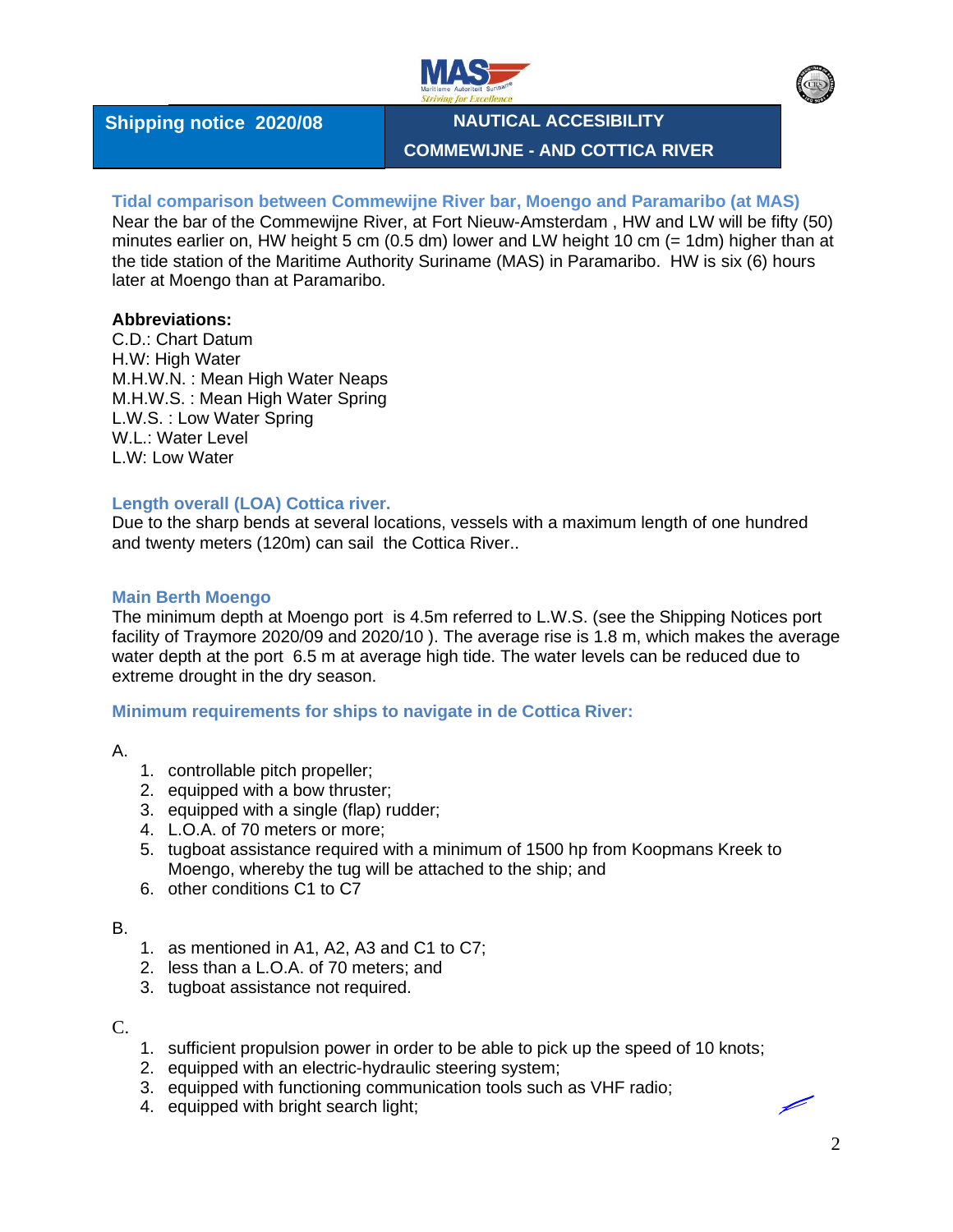**Shipping notice 2020/08**

**NAUTICAL ACCESIBILITY**

**COMMEWIJNE - AND COTTICA RIVER**

### Tidal comparison between Commewijne River bar, Moengo and Paramaribo (at MAS)

Near the bar of the Commewijne River, at Fort Nieuw-Amsterdam , HW and LW will be fifty (50) minutes earlier on, HW height 5 cm (0.5 dm) lower and LW height 10 cm (= 1dm) higher than at the tide station of the Maritime Authority Suriname (MAS) in Paramaribo. HW is six (6) hours later at Moengo than at Paramaribo.

**Abbreviations:**

C.D.: Chart Datum
H.W: High Water
M.H.W.N. : Mean High Water Neaps
M.H.W.S. : Mean High Water Spring
L.W.S. : Low Water Spring
W.L.: Water Level
L.W: Low Water

### Length overall (LOA) Cottica river.

Due to the sharp bends at several locations, vessels with a maximum length of one hundred and twenty meters (120m) can sail the Cottica River..

### Main Berth Moengo

The minimum depth at Moengo port is 4.5m referred to L.W.S. (see the Shipping Notices port facility of Traymore 2020/09 and 2020/10 ). The average rise is 1.8 m, which makes the average water depth at the port 6.5 m at average high tide. The water levels can be reduced due to extreme drought in the dry season.

### Minimum requirements for ships to navigate in de Cottica River:

A.

1. controllable pitch propeller;
2. equipped with a bow thruster;
3. equipped with a single (flap) rudder;
4. L.O.A. of 70 meters or more;
5. tugboat assistance required with a minimum of 1500 hp from Koopmans Kreek to Moengo, whereby the tug will be attached to the ship; and
6. other conditions C1 to C7

B.

1. as mentioned in A1, A2, A3 and C1 to C7;
2. less than a L.O.A. of 70 meters; and
3. tugboat assistance not required.

C.

1. sufficient propulsion power in order to be able to pick up the speed of 10 knots;
2. equipped with an electric-hydraulic steering system;
3. equipped with functioning communication tools such as VHF radio;
4. equipped with bright search light;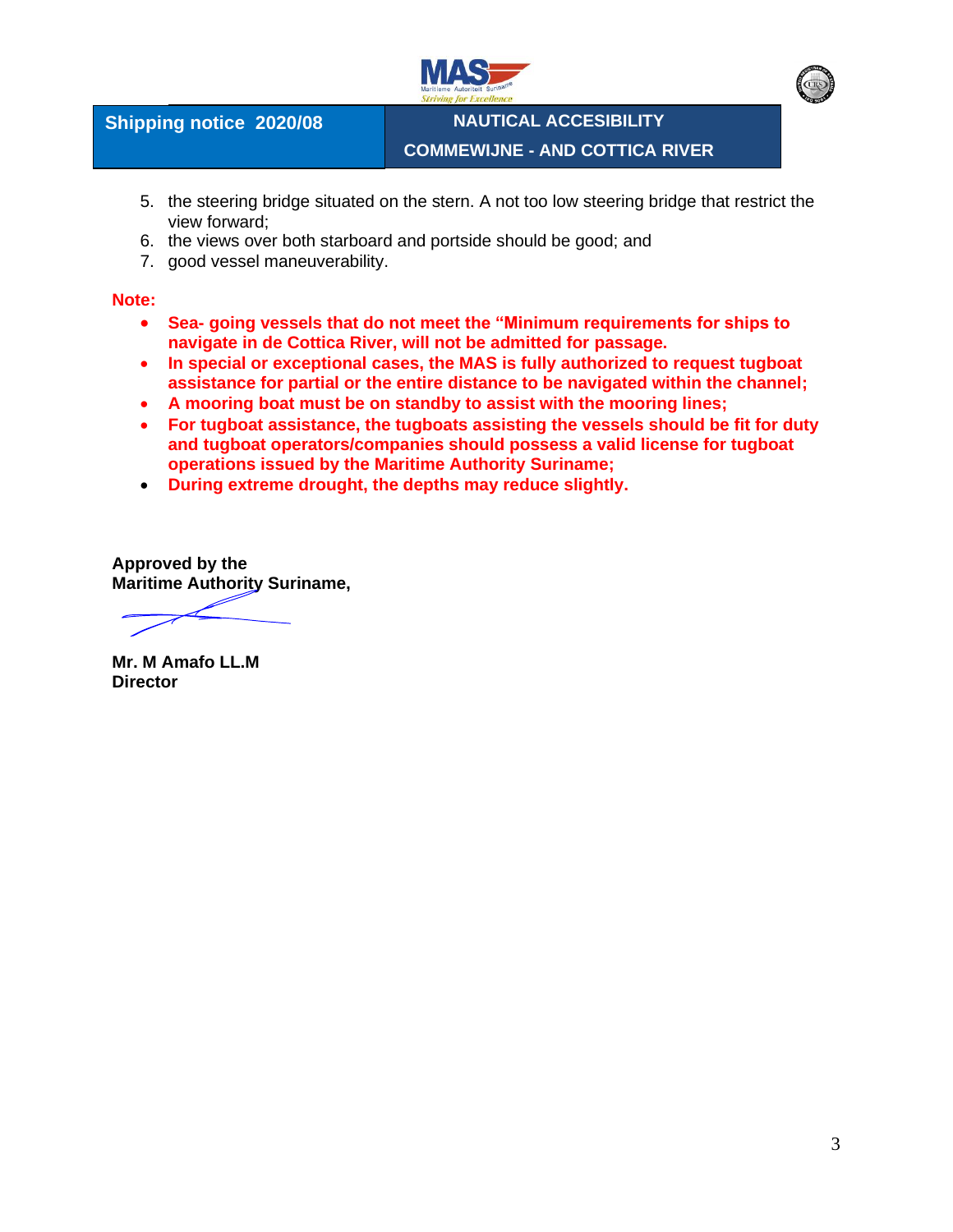5. the steering bridge situated on the stern. A not too low steering bridge that restrict the view forward;
6. the views over both starboard and portside should be good; and
7. good vessel maneuverability.

**Note:**

- **Sea- going vessels that do not meet the "Minimum requirements for ships to navigate in de Cottica River, will not be admitted for passage.**
- **In special or exceptional cases, the MAS is fully authorized to request tugboat assistance for partial or the entire distance to be navigated within the channel;**
- **A mooring boat must be on standby to assist with the mooring lines;**
- **For tugboat assistance, the tugboats assisting the vessels should be fit for duty and tugboat operators/companies should possess a valid license for tugboat operations issued by the Maritime Authority Suriname;**
- **During extreme drought, the depths may reduce slightly.**

**Approved by the**
**Maritime Authority Suriname,**

**Mr. M Amafo LL.M**
**Director**